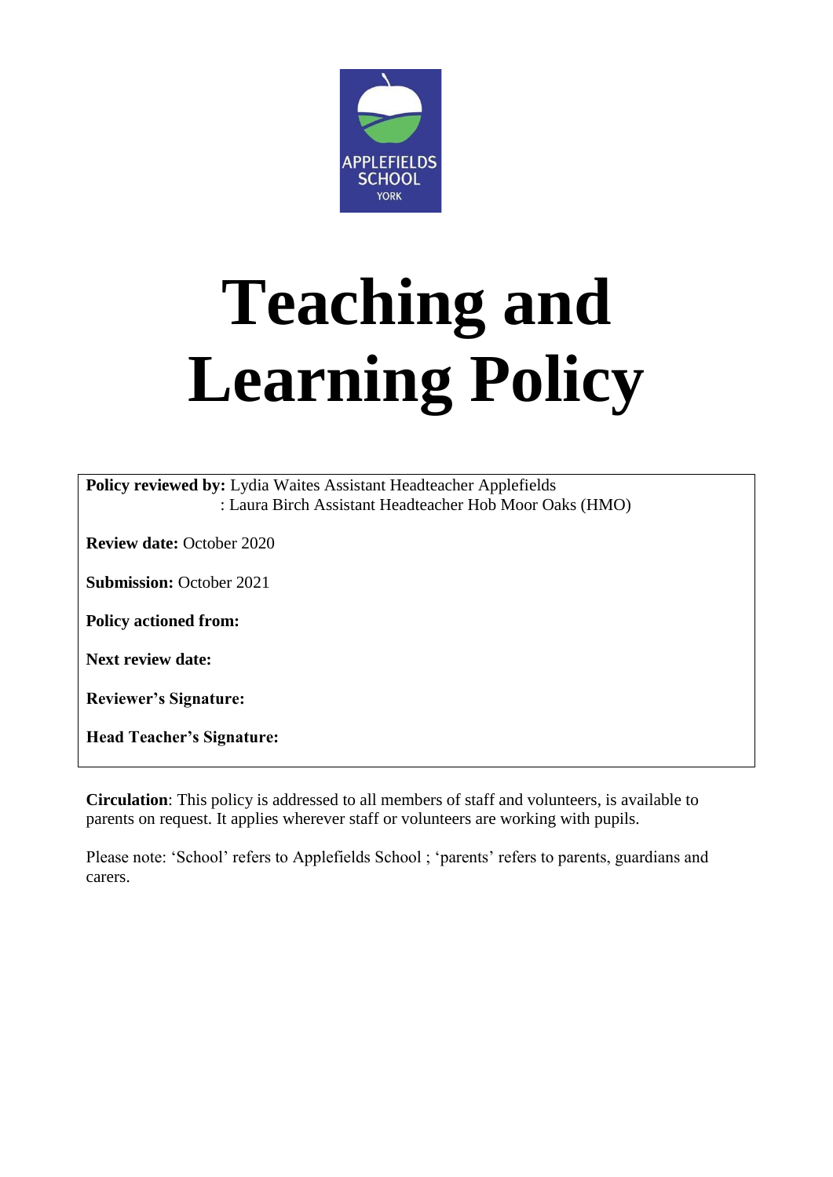APPLEFIELDS SCHOOL
YORK

# Teaching and Learning Policy

**Policy reviewed by:** Lydia Waites Assistant Headteacher Applefields
: Laura Birch Assistant Headteacher Hob Moor Oaks (HMO)

**Review date:** October 2020

**Submission:** October 2021

**Policy actioned from:**

**Next review date:**

**Reviewer's Signature:**

**Head Teacher's Signature:**

**Circulation**: This policy is addressed to all members of staff and volunteers, is available to parents on request. It applies wherever staff or volunteers are working with pupils.

Please note: 'School' refers to Applefields School ; 'parents' refers to parents, guardians and carers.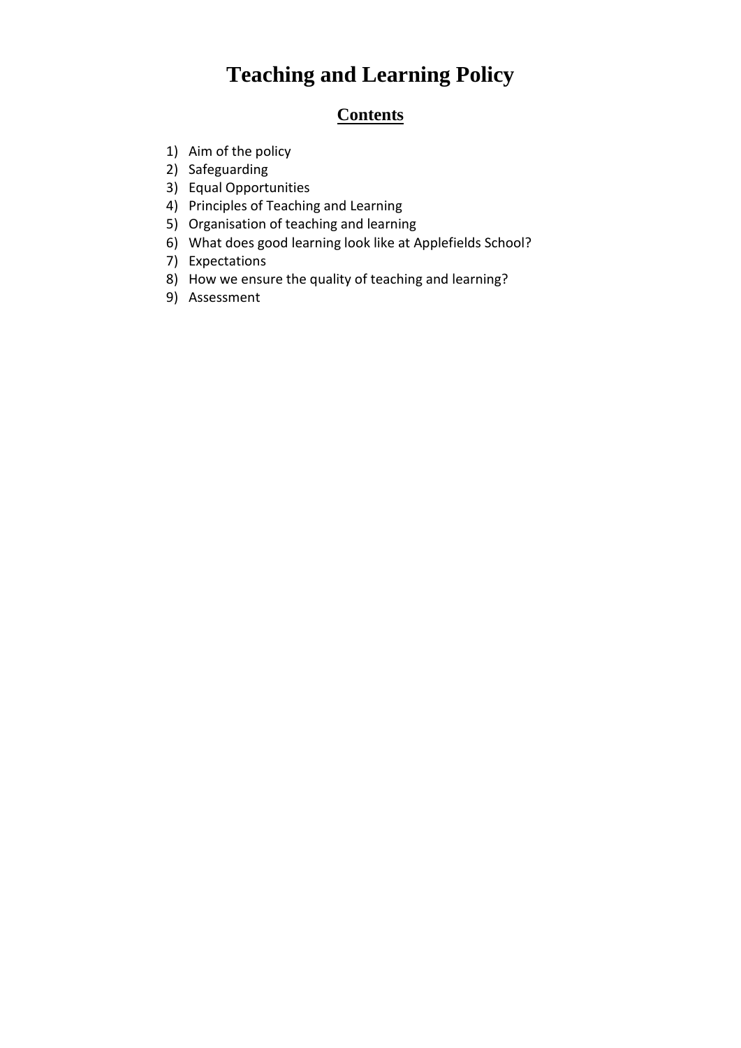# Teaching and Learning Policy

## Contents

1) Aim of the policy
2) Safeguarding
3) Equal Opportunities
4) Principles of Teaching and Learning
5) Organisation of teaching and learning
6) What does good learning look like at Applefields School?
7) Expectations
8) How we ensure the quality of teaching and learning?
9) Assessment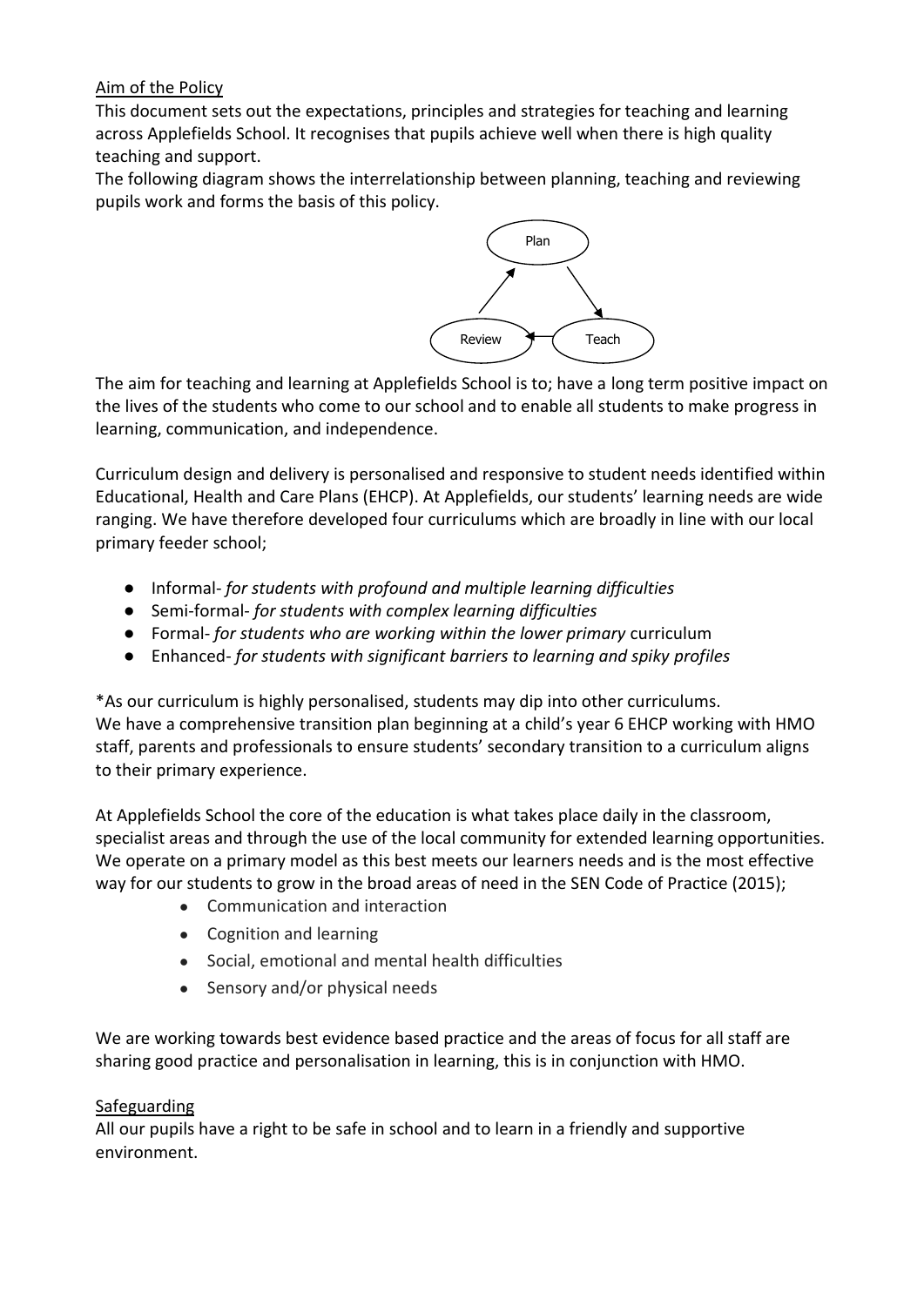## Aim of the Policy

This document sets out the expectations, principles and strategies for teaching and learning across Applefields School. It recognises that pupils achieve well when there is high quality teaching and support.

The following diagram shows the interrelationship between planning, teaching and reviewing pupils work and forms the basis of this policy.

Plan → Teach → Review → Plan

The aim for teaching and learning at Applefields School is to; have a long term positive impact on the lives of the students who come to our school and to enable all students to make progress in learning, communication, and independence.

Curriculum design and delivery is personalised and responsive to student needs identified within Educational, Health and Care Plans (EHCP). At Applefields, our students' learning needs are wide ranging. We have therefore developed four curriculums which are broadly in line with our local primary feeder school;

- Informal- *for students with profound and multiple learning difficulties*
- Semi-formal- *for students with complex learning difficulties*
- Formal- *for students who are working within the lower primary* curriculum
- Enhanced- *for students with significant barriers to learning and spiky profiles*

*As our curriculum is highly personalised, students may dip into other curriculums.
We have a comprehensive transition plan beginning at a child's year 6 EHCP working with HMO staff, parents and professionals to ensure students' secondary transition to a curriculum aligns to their primary experience.

At Applefields School the core of the education is what takes place daily in the classroom, specialist areas and through the use of the local community for extended learning opportunities. We operate on a primary model as this best meets our learners needs and is the most effective way for our students to grow in the broad areas of need in the SEN Code of Practice (2015);

- Communication and interaction
- Cognition and learning
- Social, emotional and mental health difficulties
- Sensory and/or physical needs

We are working towards best evidence based practice and the areas of focus for all staff are sharing good practice and personalisation in learning, this is in conjunction with HMO.

## Safeguarding

All our pupils have a right to be safe in school and to learn in a friendly and supportive environment.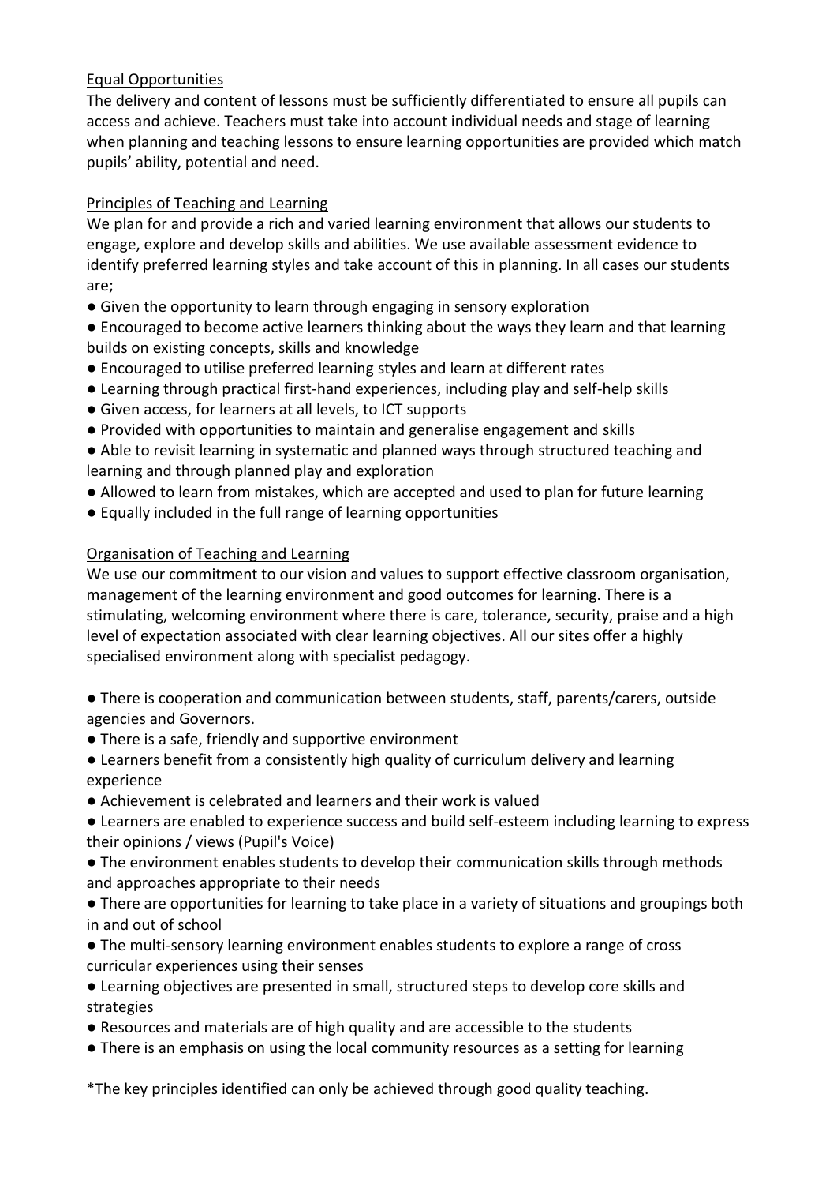## Equal Opportunities

The delivery and content of lessons must be sufficiently differentiated to ensure all pupils can access and achieve. Teachers must take into account individual needs and stage of learning when planning and teaching lessons to ensure learning opportunities are provided which match pupils' ability, potential and need.

## Principles of Teaching and Learning

We plan for and provide a rich and varied learning environment that allows our students to engage, explore and develop skills and abilities. We use available assessment evidence to identify preferred learning styles and take account of this in planning. In all cases our students are;

- Given the opportunity to learn through engaging in sensory exploration
- Encouraged to become active learners thinking about the ways they learn and that learning builds on existing concepts, skills and knowledge
- Encouraged to utilise preferred learning styles and learn at different rates
- Learning through practical first-hand experiences, including play and self-help skills
- Given access, for learners at all levels, to ICT supports
- Provided with opportunities to maintain and generalise engagement and skills
- Able to revisit learning in systematic and planned ways through structured teaching and learning and through planned play and exploration
- Allowed to learn from mistakes, which are accepted and used to plan for future learning
- Equally included in the full range of learning opportunities

## Organisation of Teaching and Learning

We use our commitment to our vision and values to support effective classroom organisation, management of the learning environment and good outcomes for learning. There is a stimulating, welcoming environment where there is care, tolerance, security, praise and a high level of expectation associated with clear learning objectives. All our sites offer a highly specialised environment along with specialist pedagogy.

- There is cooperation and communication between students, staff, parents/carers, outside agencies and Governors.
- There is a safe, friendly and supportive environment
- Learners benefit from a consistently high quality of curriculum delivery and learning experience
- Achievement is celebrated and learners and their work is valued
- Learners are enabled to experience success and build self-esteem including learning to express their opinions / views (Pupil's Voice)
- The environment enables students to develop their communication skills through methods and approaches appropriate to their needs
- There are opportunities for learning to take place in a variety of situations and groupings both in and out of school
- The multi-sensory learning environment enables students to explore a range of cross curricular experiences using their senses
- Learning objectives are presented in small, structured steps to develop core skills and strategies
- Resources and materials are of high quality and are accessible to the students
- There is an emphasis on using the local community resources as a setting for learning

*The key principles identified can only be achieved through good quality teaching.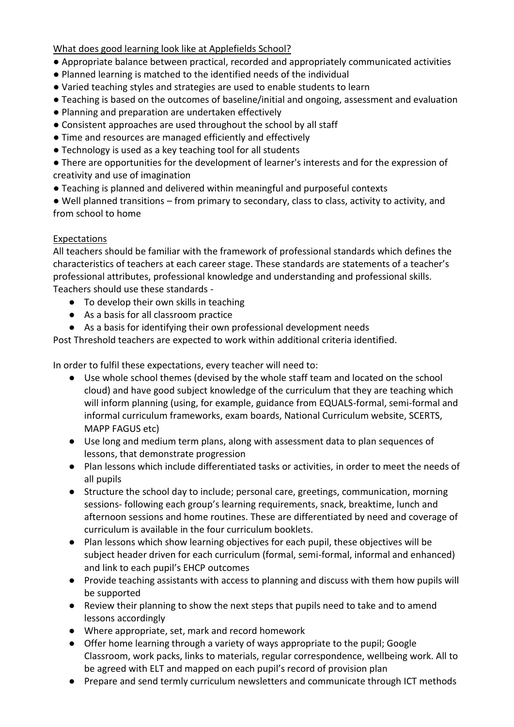What does good learning look like at Applefields School?

- Appropriate balance between practical, recorded and appropriately communicated activities
- Planned learning is matched to the identified needs of the individual
- Varied teaching styles and strategies are used to enable students to learn
- Teaching is based on the outcomes of baseline/initial and ongoing, assessment and evaluation
- Planning and preparation are undertaken effectively
- Consistent approaches are used throughout the school by all staff
- Time and resources are managed efficiently and effectively
- Technology is used as a key teaching tool for all students
- There are opportunities for the development of learner's interests and for the expression of creativity and use of imagination
- Teaching is planned and delivered within meaningful and purposeful contexts
- Well planned transitions – from primary to secondary, class to class, activity to activity, and from school to home

Expectations

All teachers should be familiar with the framework of professional standards which defines the characteristics of teachers at each career stage. These standards are statements of a teacher's professional attributes, professional knowledge and understanding and professional skills. Teachers should use these standards -

- To develop their own skills in teaching
- As a basis for all classroom practice
- As a basis for identifying their own professional development needs

Post Threshold teachers are expected to work within additional criteria identified.

In order to fulfil these expectations, every teacher will need to:

- Use whole school themes (devised by the whole staff team and located on the school cloud) and have good subject knowledge of the curriculum that they are teaching which will inform planning (using, for example, guidance from EQUALS-formal, semi-formal and informal curriculum frameworks, exam boards, National Curriculum website, SCERTS, MAPP FAGUS etc)
- Use long and medium term plans, along with assessment data to plan sequences of lessons, that demonstrate progression
- Plan lessons which include differentiated tasks or activities, in order to meet the needs of all pupils
- Structure the school day to include; personal care, greetings, communication, morning sessions- following each group's learning requirements, snack, breaktime, lunch and afternoon sessions and home routines. These are differentiated by need and coverage of curriculum is available in the four curriculum booklets.
- Plan lessons which show learning objectives for each pupil, these objectives will be subject header driven for each curriculum (formal, semi-formal, informal and enhanced) and link to each pupil's EHCP outcomes
- Provide teaching assistants with access to planning and discuss with them how pupils will be supported
- Review their planning to show the next steps that pupils need to take and to amend lessons accordingly
- Where appropriate, set, mark and record homework
- Offer home learning through a variety of ways appropriate to the pupil; Google Classroom, work packs, links to materials, regular correspondence, wellbeing work. All to be agreed with ELT and mapped on each pupil's record of provision plan
- Prepare and send termly curriculum newsletters and communicate through ICT methods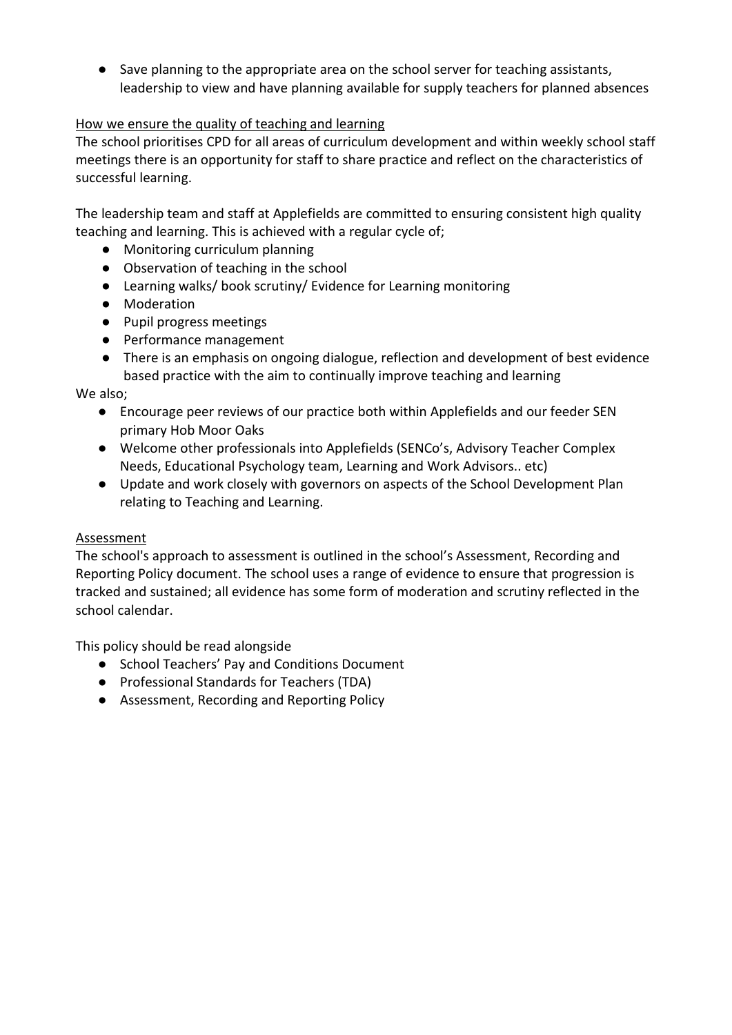- Save planning to the appropriate area on the school server for teaching assistants, leadership to view and have planning available for supply teachers for planned absences

## How we ensure the quality of teaching and learning

The school prioritises CPD for all areas of curriculum development and within weekly school staff meetings there is an opportunity for staff to share practice and reflect on the characteristics of successful learning.

The leadership team and staff at Applefields are committed to ensuring consistent high quality teaching and learning. This is achieved with a regular cycle of;

- Monitoring curriculum planning
- Observation of teaching in the school
- Learning walks/ book scrutiny/ Evidence for Learning monitoring
- Moderation
- Pupil progress meetings
- Performance management
- There is an emphasis on ongoing dialogue, reflection and development of best evidence based practice with the aim to continually improve teaching and learning

We also;

- Encourage peer reviews of our practice both within Applefields and our feeder SEN primary Hob Moor Oaks
- Welcome other professionals into Applefields (SENCo's, Advisory Teacher Complex Needs, Educational Psychology team, Learning and Work Advisors.. etc)
- Update and work closely with governors on aspects of the School Development Plan relating to Teaching and Learning.

## Assessment

The school's approach to assessment is outlined in the school's Assessment, Recording and Reporting Policy document. The school uses a range of evidence to ensure that progression is tracked and sustained; all evidence has some form of moderation and scrutiny reflected in the school calendar.

This policy should be read alongside

- School Teachers' Pay and Conditions Document
- Professional Standards for Teachers (TDA)
- Assessment, Recording and Reporting Policy